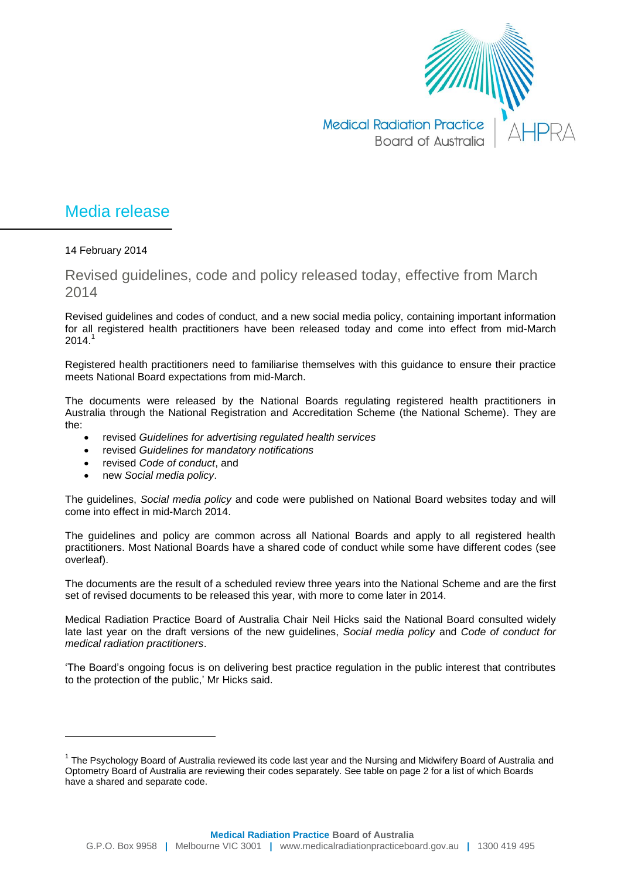Medical Radiation Practice Board of Australia | AHPRA

# Media release

14 February 2014

## Revised guidelines, code and policy released today, effective from March 2014

Revised guidelines and codes of conduct, and a new social media policy, containing important information for all registered health practitioners have been released today and come into effect from mid-March 2014.[1]

Registered health practitioners need to familiarise themselves with this guidance to ensure their practice meets National Board expectations from mid-March.

The documents were released by the National Boards regulating registered health practitioners in Australia through the National Registration and Accreditation Scheme (the National Scheme). They are the:

- revised *Guidelines for advertising regulated health services*
- revised *Guidelines for mandatory notifications*
- revised *Code of conduct*, and
- new *Social media policy*.

The guidelines, *Social media policy* and code were published on National Board websites today and will come into effect in mid-March 2014.

The guidelines and policy are common across all National Boards and apply to all registered health practitioners. Most National Boards have a shared code of conduct while some have different codes (see overleaf).

The documents are the result of a scheduled review three years into the National Scheme and are the first set of revised documents to be released this year, with more to come later in 2014.

Medical Radiation Practice Board of Australia Chair Neil Hicks said the National Board consulted widely late last year on the draft versions of the new guidelines, *Social media policy* and *Code of conduct for medical radiation practitioners*.

'The Board's ongoing focus is on delivering best practice regulation in the public interest that contributes to the protection of the public,' Mr Hicks said.

---

[1] The Psychology Board of Australia reviewed its code last year and the Nursing and Midwifery Board of Australia and Optometry Board of Australia are reviewing their codes separately. See table on page 2 for a list of which Boards have a shared and separate code.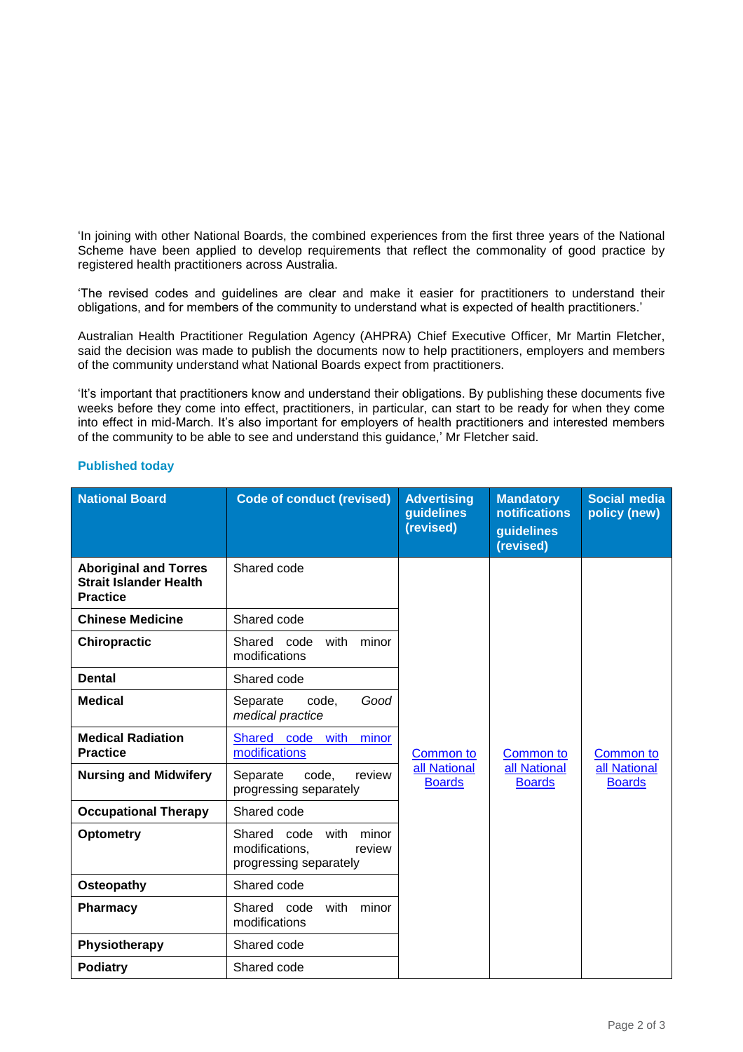'In joining with other National Boards, the combined experiences from the first three years of the National Scheme have been applied to develop requirements that reflect the commonality of good practice by registered health practitioners across Australia.

'The revised codes and guidelines are clear and make it easier for practitioners to understand their obligations, and for members of the community to understand what is expected of health practitioners.'

Australian Health Practitioner Regulation Agency (AHPRA) Chief Executive Officer, Mr Martin Fletcher, said the decision was made to publish the documents now to help practitioners, employers and members of the community understand what National Boards expect from practitioners.

'It's important that practitioners know and understand their obligations. By publishing these documents five weeks before they come into effect, practitioners, in particular, can start to be ready for when they come into effect in mid-March. It's also important for employers of health practitioners and interested members of the community to be able to see and understand this guidance,' Mr Fletcher said.

### Published today

| National Board | Code of conduct (revised) | Advertising guidelines (revised) | Mandatory notifications guidelines (revised) | Social media policy (new) |
|---|---|---|---|---|
| **Aboriginal and Torres Strait Islander Health Practice** | Shared code | Common to all National Boards | Common to all National Boards | Common to all National Boards |
| **Chinese Medicine** | Shared code | | | |
| **Chiropractic** | Shared code with minor modifications | | | |
| **Dental** | Shared code | | | |
| **Medical** | Separate code, *Good medical practice* | | | |
| **Medical Radiation Practice** | Shared code with minor modifications | | | |
| **Nursing and Midwifery** | Separate code, review progressing separately | | | |
| **Occupational Therapy** | Shared code | | | |
| **Optometry** | Shared code with minor modifications, review progressing separately | | | |
| **Osteopathy** | Shared code | | | |
| **Pharmacy** | Shared code with minor modifications | | | |
| **Physiotherapy** | Shared code | | | |
| **Podiatry** | Shared code | | | |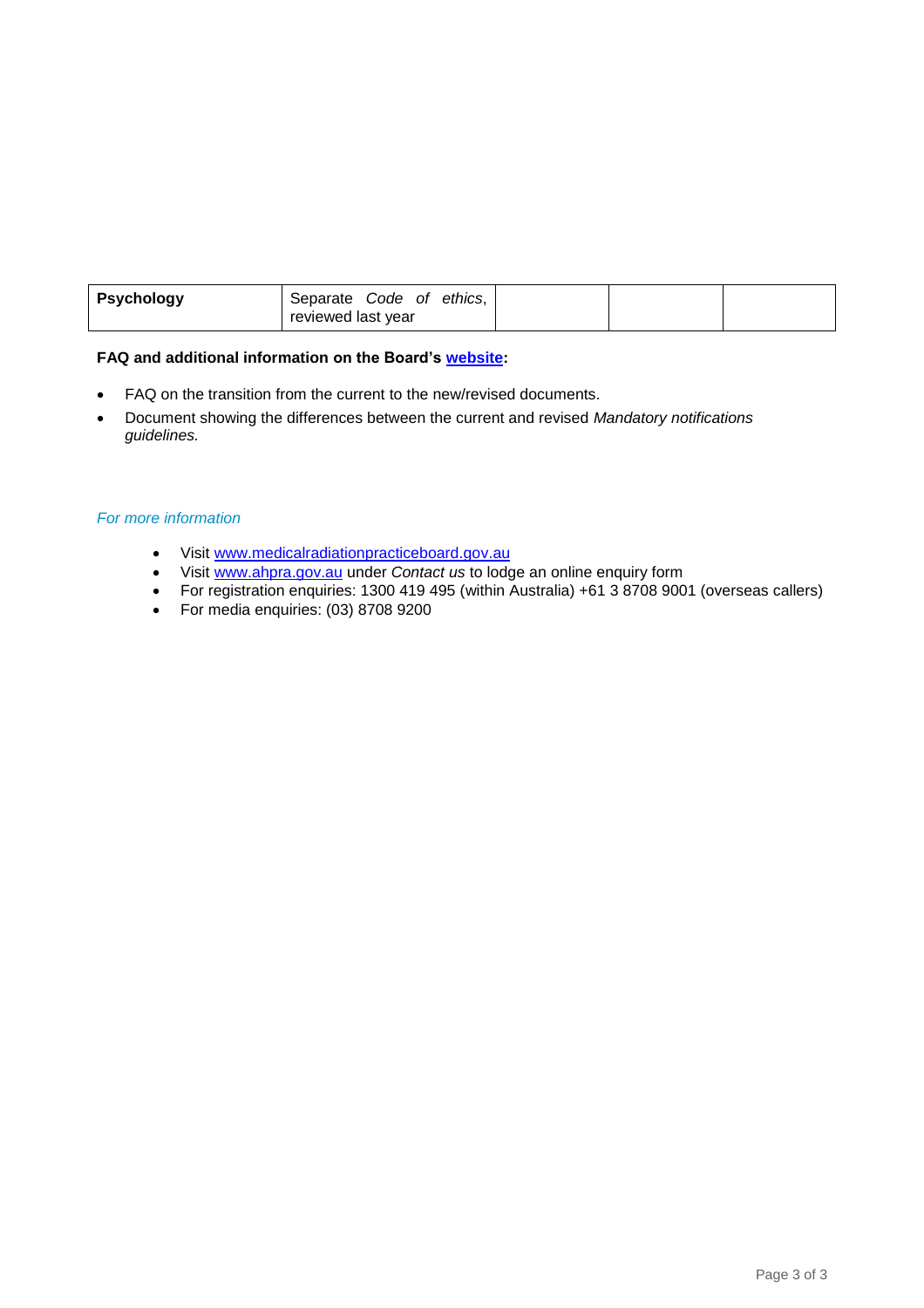| | | | | |
|---|---|---|---|---|
| **Psychology** | Separate *Code of ethics*, reviewed last year | | | |

**FAQ and additional information on the Board's [website](website):**

- FAQ on the transition from the current to the new/revised documents.
- Document showing the differences between the current and revised *Mandatory notifications guidelines.*

*For more information*

- Visit www.medicalradiationpracticeboard.gov.au
- Visit www.ahpra.gov.au under *Contact us* to lodge an online enquiry form
- For registration enquiries: 1300 419 495 (within Australia) +61 3 8708 9001 (overseas callers)
- For media enquiries: (03) 8708 9200